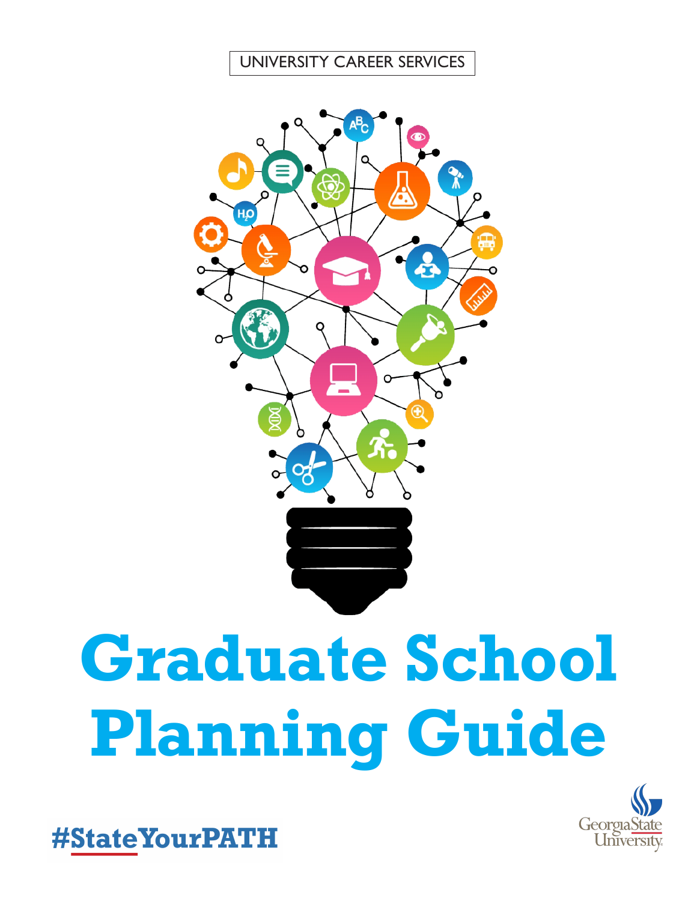UNIVERSITY CAREER SERVICES

# Graduate School Planning Guide

#StateYourPATH

Georgia State University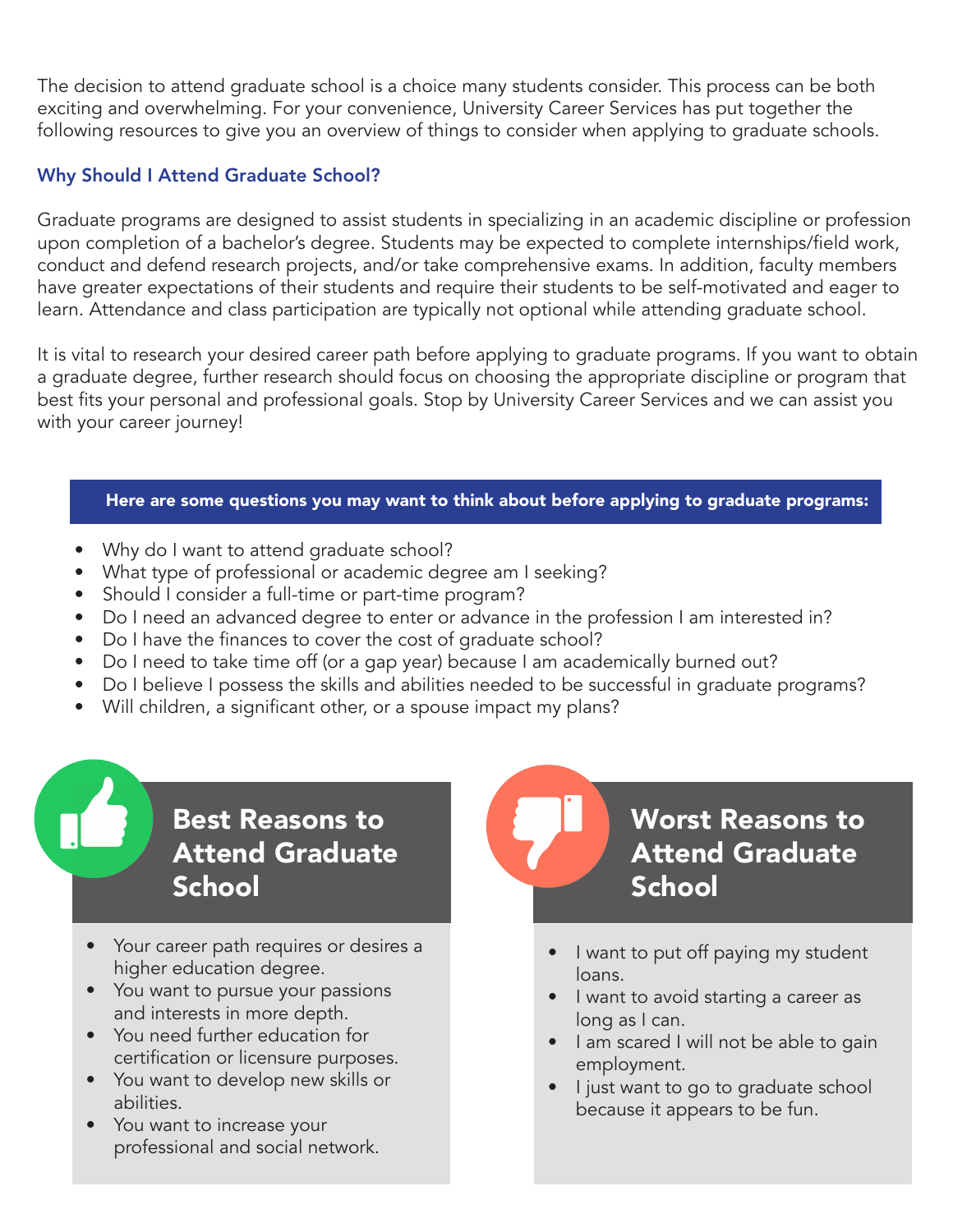The decision to attend graduate school is a choice many students consider. This process can be both exciting and overwhelming. For your convenience, University Career Services has put together the following resources to give you an overview of things to consider when applying to graduate schools.

## Why Should I Attend Graduate School?

Graduate programs are designed to assist students in specializing in an academic discipline or profession upon completion of a bachelor's degree. Students may be expected to complete internships/field work, conduct and defend research projects, and/or take comprehensive exams. In addition, faculty members have greater expectations of their students and require their students to be self-motivated and eager to learn. Attendance and class participation are typically not optional while attending graduate school.

It is vital to research your desired career path before applying to graduate programs. If you want to obtain a graduate degree, further research should focus on choosing the appropriate discipline or program that best fits your personal and professional goals. Stop by University Career Services and we can assist you with your career journey!

**Here are some questions you may want to think about before applying to graduate programs:**

- Why do I want to attend graduate school?
- What type of professional or academic degree am I seeking?
- Should I consider a full-time or part-time program?
- Do I need an advanced degree to enter or advance in the profession I am interested in?
- Do I have the finances to cover the cost of graduate school?
- Do I need to take time off (or a gap year) because I am academically burned out?
- Do I believe I possess the skills and abilities needed to be successful in graduate programs?
- Will children, a significant other, or a spouse impact my plans?

### Best Reasons to Attend Graduate School

- Your career path requires or desires a higher education degree.
- You want to pursue your passions and interests in more depth.
- You need further education for certification or licensure purposes.
- You want to develop new skills or abilities.
- You want to increase your professional and social network.

### Worst Reasons to Attend Graduate School

- I want to put off paying my student loans.
- I want to avoid starting a career as long as I can.
- I am scared I will not be able to gain employment.
- I just want to go to graduate school because it appears to be fun.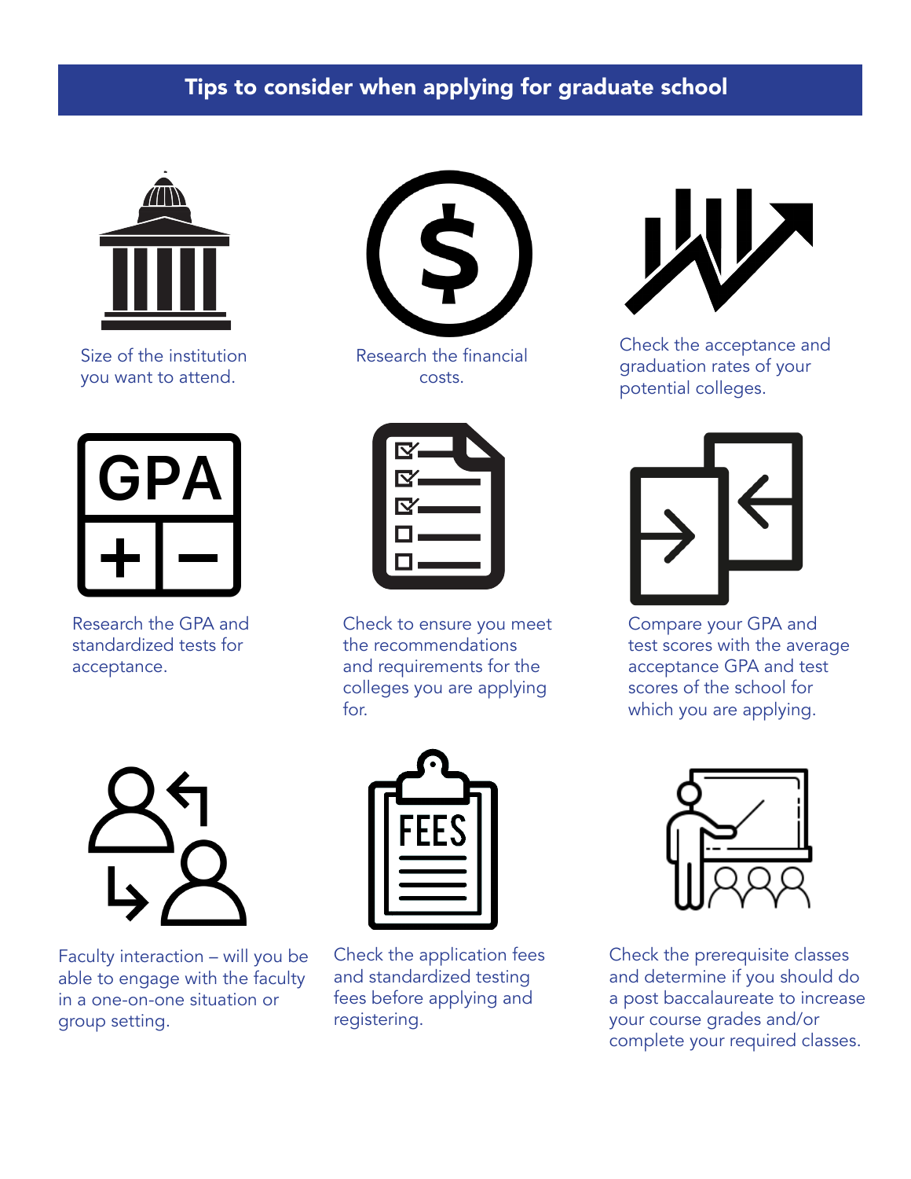## Tips to consider when applying for graduate school

Size of the institution you want to attend.

Research the financial costs.

Check the acceptance and graduation rates of your potential colleges.

Research the GPA and standardized tests for acceptance.

Check to ensure you meet the recommendations and requirements for the colleges you are applying for.

Compare your GPA and test scores with the average acceptance GPA and test scores of the school for which you are applying.

Faculty interaction – will you be able to engage with the faculty in a one-on-one situation or group setting.

Check the application fees and standardized testing fees before applying and registering.

Check the prerequisite classes and determine if you should do a post baccalaureate to increase your course grades and/or complete your required classes.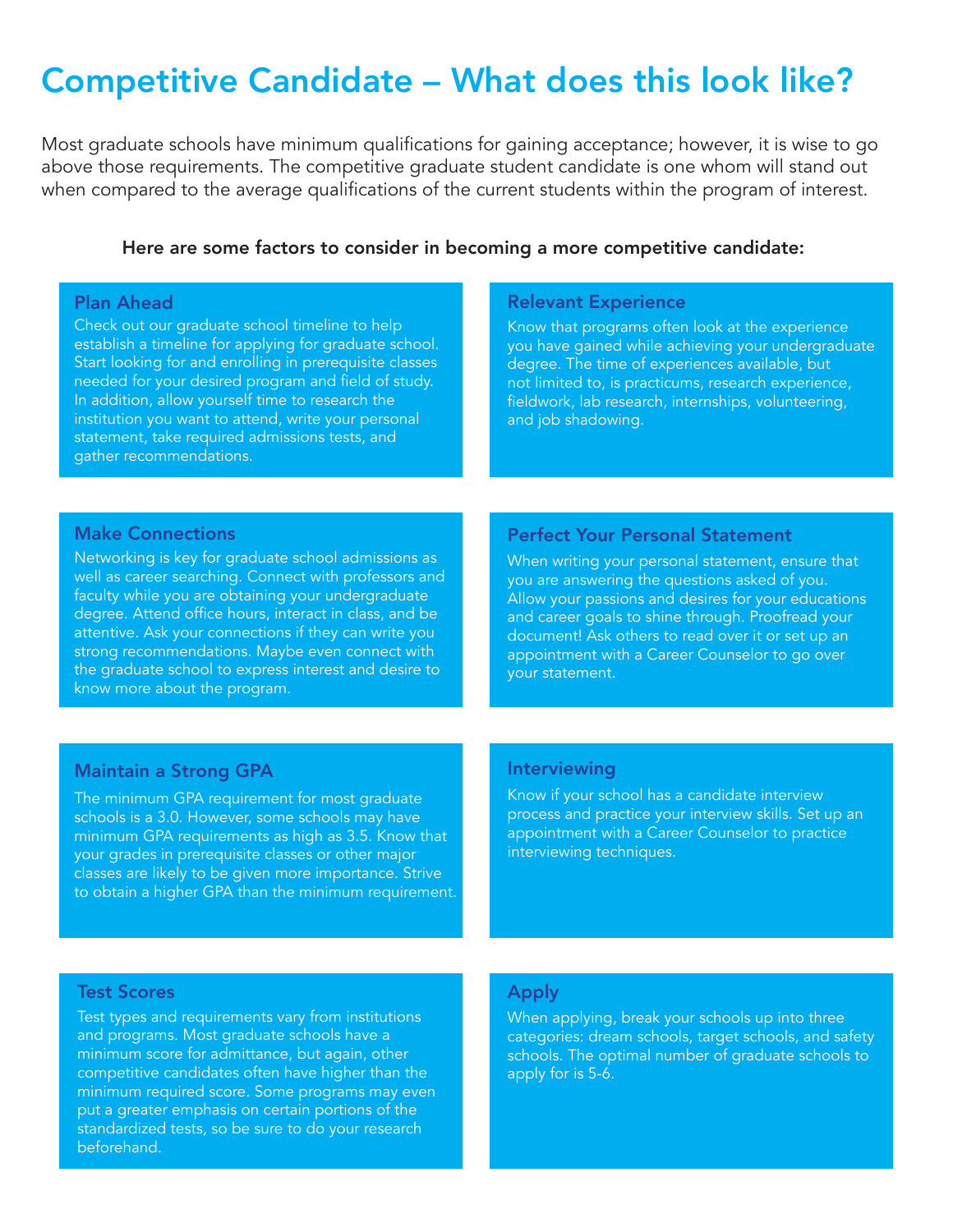# Competitive Candidate – What does this look like?

Most graduate schools have minimum qualifications for gaining acceptance; however, it is wise to go above those requirements. The competitive graduate student candidate is one whom will stand out when compared to the average qualifications of the current students within the program of interest.

**Here are some factors to consider in becoming a more competitive candidate:**

### Plan Ahead

Check out our graduate school timeline to help establish a timeline for applying for graduate school. Start looking for and enrolling in prerequisite classes needed for your desired program and field of study. In addition, allow yourself time to research the institution you want to attend, write your personal statement, take required admissions tests, and gather recommendations.

### Relevant Experience

Know that programs often look at the experience you have gained while achieving your undergraduate degree. The time of experiences available, but not limited to, is practicums, research experience, fieldwork, lab research, internships, volunteering, and job shadowing.

### Make Connections

Networking is key for graduate school admissions as well as career searching. Connect with professors and faculty while you are obtaining your undergraduate degree. Attend office hours, interact in class, and be attentive. Ask your connections if they can write you strong recommendations. Maybe even connect with the graduate school to express interest and desire to know more about the program.

### Perfect Your Personal Statement

When writing your personal statement, ensure that you are answering the questions asked of you. Allow your passions and desires for your educations and career goals to shine through. Proofread your document! Ask others to read over it or set up an appointment with a Career Counselor to go over your statement.

### Maintain a Strong GPA

The minimum GPA requirement for most graduate schools is a 3.0. However, some schools may have minimum GPA requirements as high as 3.5. Know that your grades in prerequisite classes or other major classes are likely to be given more importance. Strive to obtain a higher GPA than the minimum requirement.

### Interviewing

Know if your school has a candidate interview process and practice your interview skills. Set up an appointment with a Career Counselor to practice interviewing techniques.

### Test Scores

Test types and requirements vary from institutions and programs. Most graduate schools have a minimum score for admittance, but again, other competitive candidates often have higher than the minimum required score. Some programs may even put a greater emphasis on certain portions of the standardized tests, so be sure to do your research beforehand.

### Apply

When applying, break your schools up into three categories: dream schools, target schools, and safety schools. The optimal number of graduate schools to apply for is 5-6.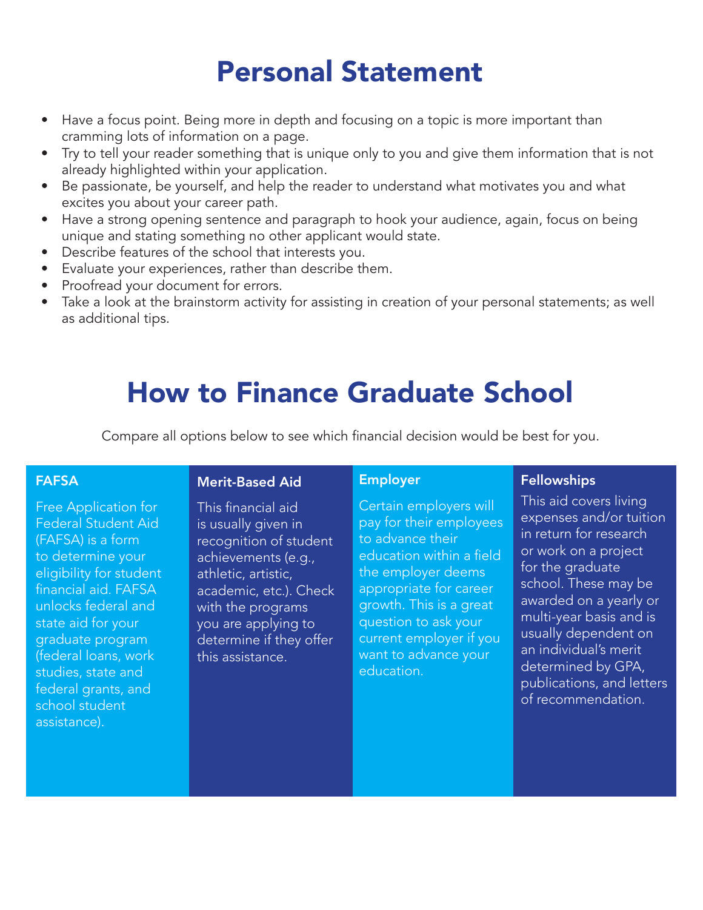# Personal Statement

- Have a focus point. Being more in depth and focusing on a topic is more important than cramming lots of information on a page.
- Try to tell your reader something that is unique only to you and give them information that is not already highlighted within your application.
- Be passionate, be yourself, and help the reader to understand what motivates you and what excites you about your career path.
- Have a strong opening sentence and paragraph to hook your audience, again, focus on being unique and stating something no other applicant would state.
- Describe features of the school that interests you.
- Evaluate your experiences, rather than describe them.
- Proofread your document for errors.
- Take a look at the brainstorm activity for assisting in creation of your personal statements; as well as additional tips.

# How to Finance Graduate School

Compare all options below to see which financial decision would be best for you.

### FAFSA

Free Application for Federal Student Aid (FAFSA) is a form to determine your eligibility for student financial aid. FAFSA unlocks federal and state aid for your graduate program (federal loans, work studies, state and federal grants, and school student assistance).

### Merit-Based Aid

This financial aid is usually given in recognition of student achievements (e.g., athletic, artistic, academic, etc.). Check with the programs you are applying to determine if they offer this assistance.

### Employer

Certain employers will pay for their employees to advance their education within a field the employer deems appropriate for career growth. This is a great question to ask your current employer if you want to advance your education.

### Fellowships

This aid covers living expenses and/or tuition in return for research or work on a project for the graduate school. These may be awarded on a yearly or multi-year basis and is usually dependent on an individual's merit determined by GPA, publications, and letters of recommendation.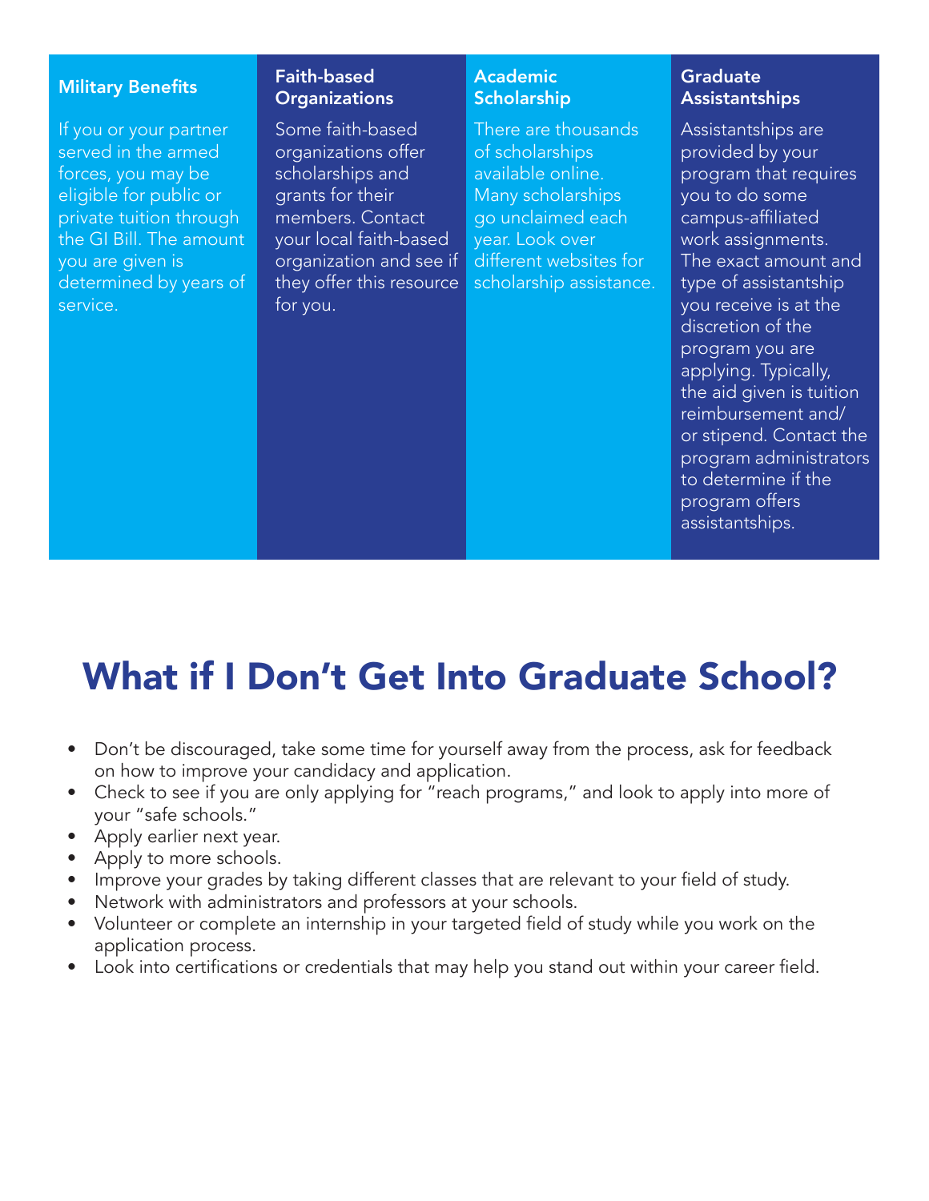### Military Benefits

If you or your partner served in the armed forces, you may be eligible for public or private tuition through the GI Bill. The amount you are given is determined by years of service.

### Faith-based Organizations

Some faith-based organizations offer scholarships and grants for their members. Contact your local faith-based organization and see if they offer this resource for you.

### Academic Scholarship

There are thousands of scholarships available online. Many scholarships go unclaimed each year. Look over different websites for scholarship assistance.

### Graduate Assistantships

Assistantships are provided by your program that requires you to do some campus-affiliated work assignments. The exact amount and type of assistantship you receive is at the discretion of the program you are applying. Typically, the aid given is tuition reimbursement and/or stipend. Contact the program administrators to determine if the program offers assistantships.

# What if I Don't Get Into Graduate School?

- Don't be discouraged, take some time for yourself away from the process, ask for feedback on how to improve your candidacy and application.
- Check to see if you are only applying for "reach programs," and look to apply into more of your "safe schools."
- Apply earlier next year.
- Apply to more schools.
- Improve your grades by taking different classes that are relevant to your field of study.
- Network with administrators and professors at your schools.
- Volunteer or complete an internship in your targeted field of study while you work on the application process.
- Look into certifications or credentials that may help you stand out within your career field.